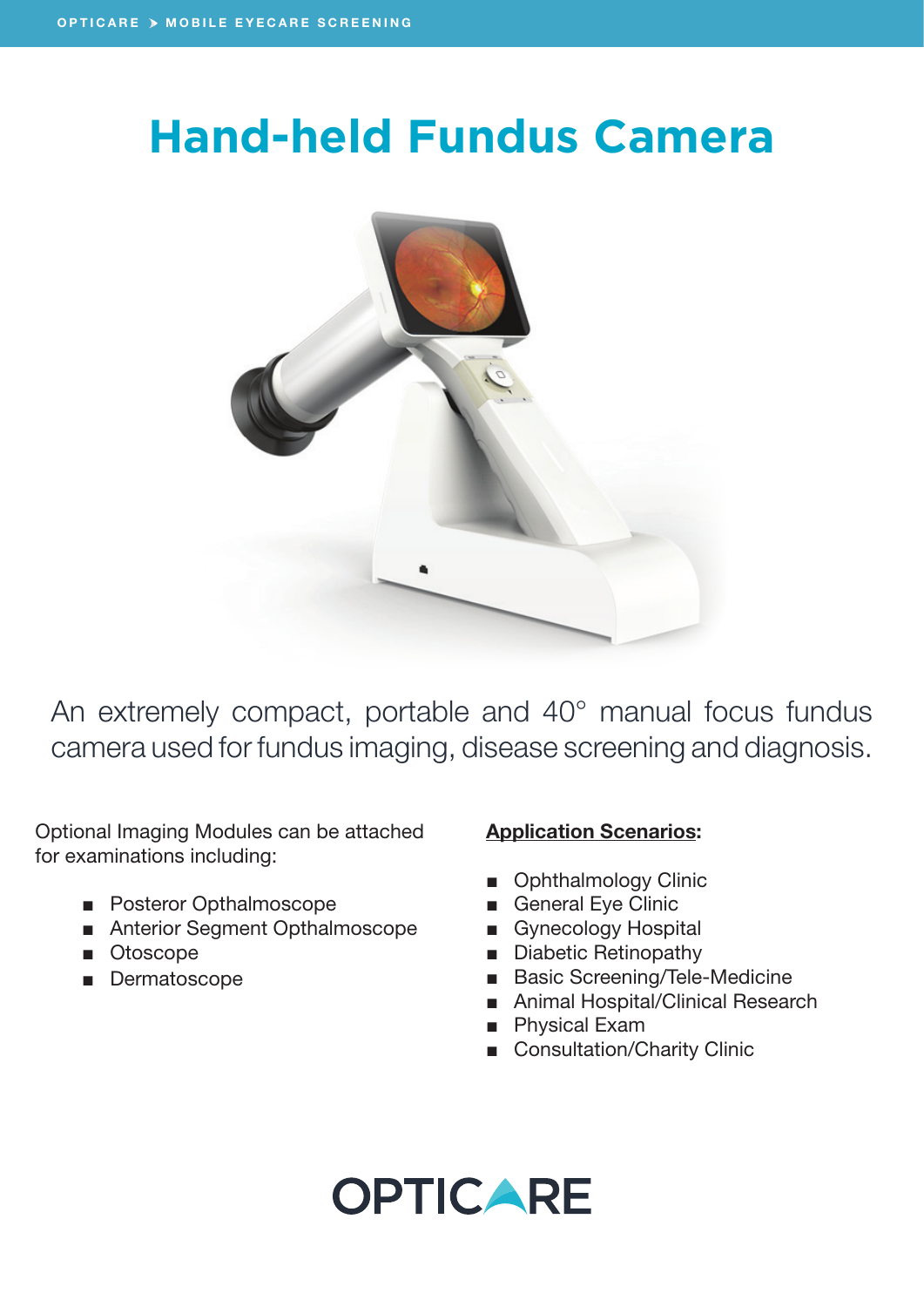# Hand-held Fundus Camera

An extremely compact, portable and 40° manual focus fundus camera used for fundus imaging, disease screening and diagnosis.

Optional Imaging Modules can be attached for examinations including:

- Posteror Opthalmoscope
- Anterior Segment Opthalmoscope
- Otoscope
- Dermatoscope

**Application Scenarios:**

- Ophthalmology Clinic
- General Eye Clinic
- Gynecology Hospital
- Diabetic Retinopathy
- Basic Screening/Tele-Medicine
- Animal Hospital/Clinical Research
- Physical Exam
- Consultation/Charity Clinic

OPTICARE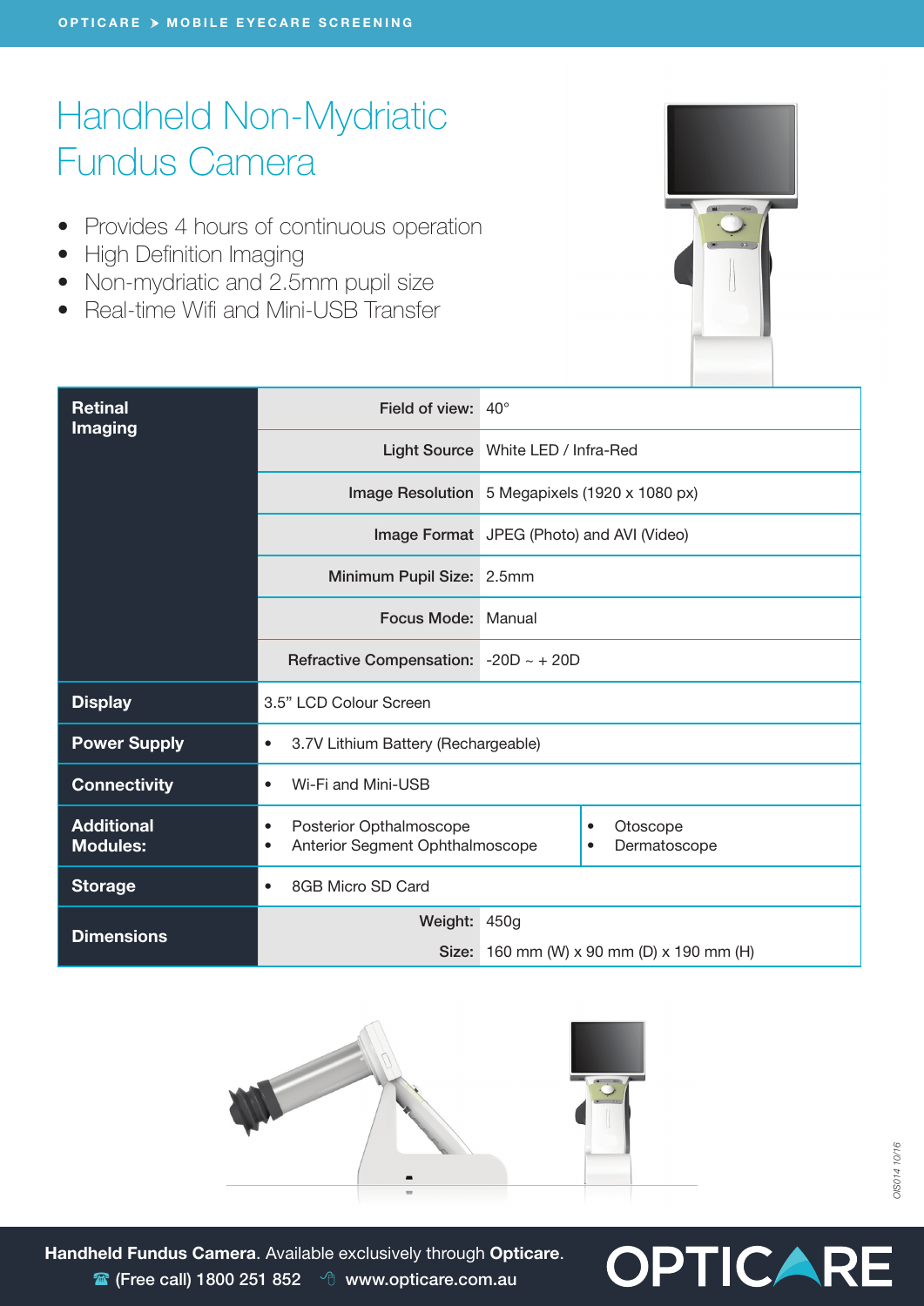OPTICARE ➤ MOBILE EYECARE SCREENING

# Handheld Non-Mydriatic Fundus Camera

- Provides 4 hours of continuous operation
- High Definition Imaging
- Non-mydriatic and 2.5mm pupil size
- Real-time Wifi and Mini-USB Transfer

| | | | |
|---|---|---|---|
| **Retinal Imaging** | **Field of view:** | 40° | |
| | **Light Source** | White LED / Infra-Red | |
| | **Image Resolution** | 5 Megapixels (1920 x 1080 px) | |
| | **Image Format** | JPEG (Photo) and AVI (Video) | |
| | **Minimum Pupil Size:** | 2.5mm | |
| | **Focus Mode:** | Manual | |
| | **Refractive Compensation:** | -20D ~ + 20D | |
| **Display** | 3.5" LCD Colour Screen | | |
| **Power Supply** | • 3.7V Lithium Battery (Rechargeable) | | |
| **Connectivity** | • Wi-Fi and Mini-USB | | |
| **Additional Modules:** | • Posterior Opthalmoscope<br>• Anterior Segment Ophthalmoscope | • Otoscope<br>• Dermatoscope | |
| **Storage** | • 8GB Micro SD Card | | |
| **Dimensions** | **Weight:** | 450g | |
| | **Size:** | 160 mm (W) x 90 mm (D) x 190 mm (H) | |

OIS014 10/16

**Handheld Fundus Camera.** Available exclusively through **Opticare**.

☎ (Free call) 1800 251 852 www.opticare.com.au

OPTICARE